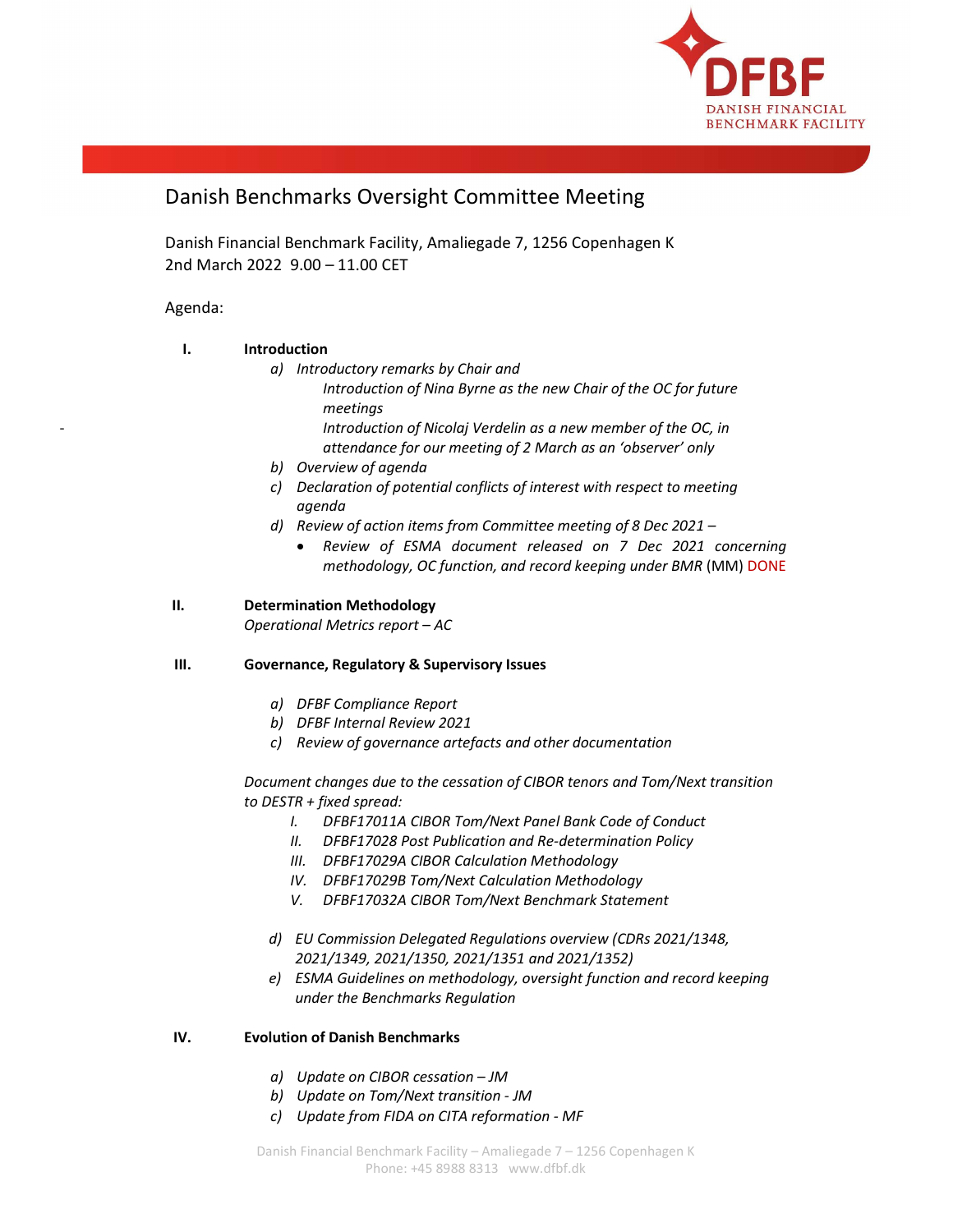# Danish Benchmarks Oversight Committee Meeting

Danish Financial Benchmark Facility, Amaliegade 7, 1256 Copenhagen K
2nd March 2022 9.00 – 11.00 CET

Agenda:

**I. Introduction**

- a) *Introductory remarks by Chair and*
  - *Introduction of Nina Byrne as the new Chair of the OC for future meetings*
  - *Introduction of Nicolaj Verdelin as a new member of the OC, in attendance for our meeting of 2 March as an 'observer' only*
- b) *Overview of agenda*
- c) *Declaration of potential conflicts of interest with respect to meeting agenda*
- d) *Review of action items from Committee meeting of 8 Dec 2021 –*
  - *Review of ESMA document released on 7 Dec 2021 concerning methodology, OC function, and record keeping under BMR* (MM) DONE

**II. Determination Methodology**

*Operational Metrics report – AC*

**III. Governance, Regulatory & Supervisory Issues**

- a) *DFBF Compliance Report*
- b) *DFBF Internal Review 2021*
- c) *Review of governance artefacts and other documentation*

*Document changes due to the cessation of CIBOR tenors and Tom/Next transition to DESTR + fixed spread:*

- I. *DFBF17011A CIBOR Tom/Next Panel Bank Code of Conduct*
- II. *DFBF17028 Post Publication and Re-determination Policy*
- III. *DFBF17029A CIBOR Calculation Methodology*
- IV. *DFBF17029B Tom/Next Calculation Methodology*
- V. *DFBF17032A CIBOR Tom/Next Benchmark Statement*

- d) *EU Commission Delegated Regulations overview (CDRs 2021/1348, 2021/1349, 2021/1350, 2021/1351 and 2021/1352)*
- e) *ESMA Guidelines on methodology, oversight function and record keeping under the Benchmarks Regulation*

**IV. Evolution of Danish Benchmarks**

- a) *Update on CIBOR cessation – JM*
- b) *Update on Tom/Next transition - JM*
- c) *Update from FIDA on CITA reformation - MF*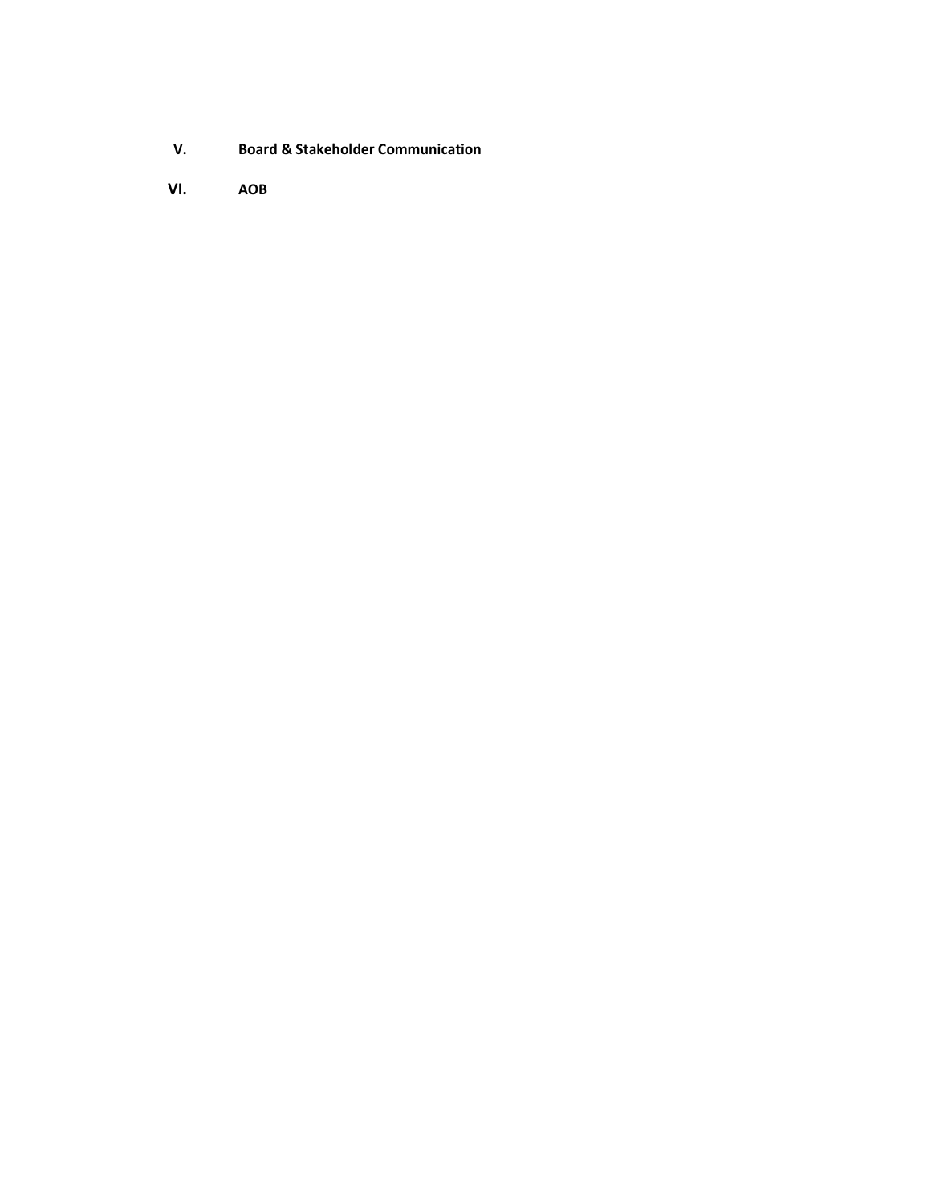V. **Board & Stakeholder Communication**

VI. **AOB**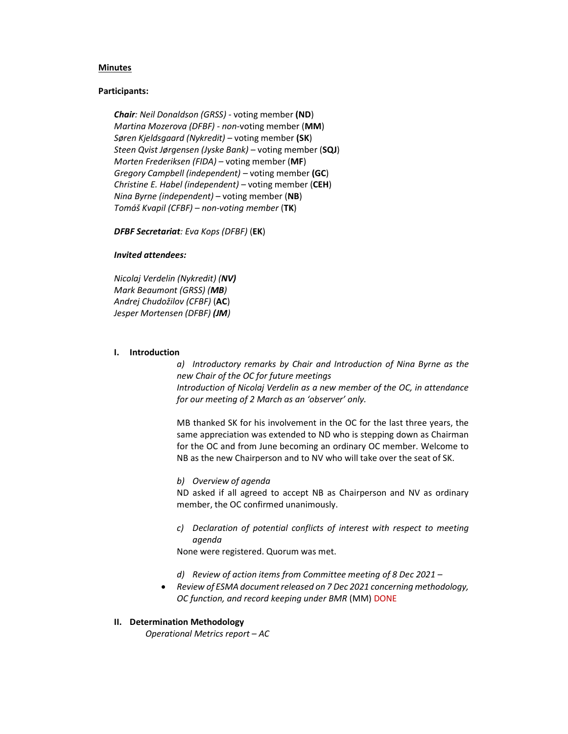**Minutes**

**Participants:**

***Chair****: Neil Donaldson (GRSS)* - voting member **(ND)**
*Martina Mozerova (DFBF) - non*-voting member (**MM**)
*Søren Kjeldsgaard (Nykredit)* – voting member **(SK)**
*Steen Qvist Jørgensen (Jyske Bank)* – voting member (**SQJ**)
*Morten Frederiksen (FIDA)* – voting member (**MF**)
*Gregory Campbell (independent)* – voting member **(GC)**
*Christine E. Habel (independent)* – voting member (**CEH**)
*Nina Byrne (independent)* – voting member (**NB**)
*Tomáš Kvapil (CFBF) – non-voting member* (**TK**)

***DFBF Secretariat****: Eva Kops (DFBF)* (**EK**)

***Invited attendees:***

*Nicolaj Verdelin (Nykredit) (**NV)***
*Mark Beaumont (GRSS) (**MB**)*
*Andrej Chudožilov (CFBF)* (**AC**)
*Jesper Mortensen (DFBF) (**JM**)*

**I. Introduction**

*a) Introductory remarks by Chair and Introduction of Nina Byrne as the new Chair of the OC for future meetings*
*Introduction of Nicolaj Verdelin as a new member of the OC, in attendance for our meeting of 2 March as an 'observer' only.*

MB thanked SK for his involvement in the OC for the last three years, the same appreciation was extended to ND who is stepping down as Chairman for the OC and from June becoming an ordinary OC member. Welcome to NB as the new Chairperson and to NV who will take over the seat of SK.

*b) Overview of agenda*

ND asked if all agreed to accept NB as Chairperson and NV as ordinary member, the OC confirmed unanimously.

*c) Declaration of potential conflicts of interest with respect to meeting agenda*

None were registered. Quorum was met.

*d) Review of action items from Committee meeting of 8 Dec 2021 –*

- *Review of ESMA document released on 7 Dec 2021 concerning methodology, OC function, and record keeping under BMR* (MM) DONE

**II. Determination Methodology**

*Operational Metrics report – AC*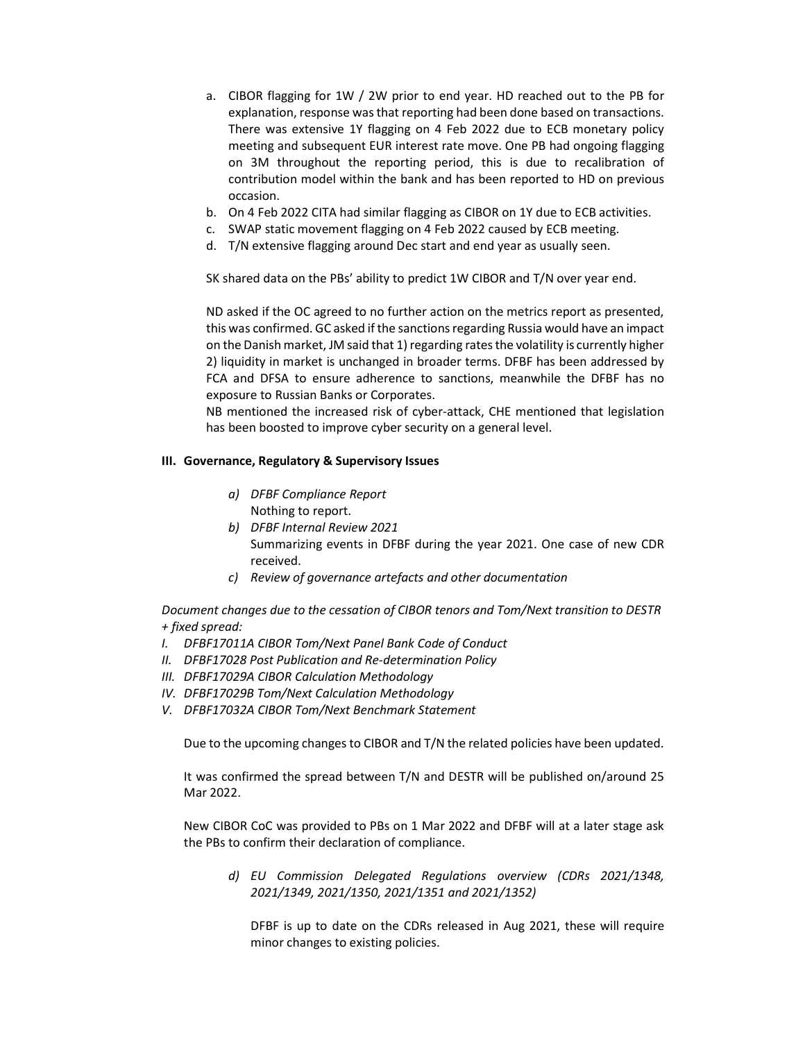a. CIBOR flagging for 1W / 2W prior to end year. HD reached out to the PB for explanation, response was that reporting had been done based on transactions. There was extensive 1Y flagging on 4 Feb 2022 due to ECB monetary policy meeting and subsequent EUR interest rate move. One PB had ongoing flagging on 3M throughout the reporting period, this is due to recalibration of contribution model within the bank and has been reported to HD on previous occasion.
b. On 4 Feb 2022 CITA had similar flagging as CIBOR on 1Y due to ECB activities.
c. SWAP static movement flagging on 4 Feb 2022 caused by ECB meeting.
d. T/N extensive flagging around Dec start and end year as usually seen.

SK shared data on the PBs' ability to predict 1W CIBOR and T/N over year end.

ND asked if the OC agreed to no further action on the metrics report as presented, this was confirmed. GC asked if the sanctions regarding Russia would have an impact on the Danish market, JM said that 1) regarding rates the volatility is currently higher 2) liquidity in market is unchanged in broader terms. DFBF has been addressed by FCA and DFSA to ensure adherence to sanctions, meanwhile the DFBF has no exposure to Russian Banks or Corporates.
NB mentioned the increased risk of cyber-attack, CHE mentioned that legislation has been boosted to improve cyber security on a general level.

### III. Governance, Regulatory & Supervisory Issues

*a) DFBF Compliance Report*
Nothing to report.

*b) DFBF Internal Review 2021*
Summarizing events in DFBF during the year 2021. One case of new CDR received.

*c) Review of governance artefacts and other documentation*

*Document changes due to the cessation of CIBOR tenors and Tom/Next transition to DESTR + fixed spread:*

*I. DFBF17011A CIBOR Tom/Next Panel Bank Code of Conduct*
*II. DFBF17028 Post Publication and Re-determination Policy*
*III. DFBF17029A CIBOR Calculation Methodology*
*IV. DFBF17029B Tom/Next Calculation Methodology*
*V. DFBF17032A CIBOR Tom/Next Benchmark Statement*

Due to the upcoming changes to CIBOR and T/N the related policies have been updated.

It was confirmed the spread between T/N and DESTR will be published on/around 25 Mar 2022.

New CIBOR CoC was provided to PBs on 1 Mar 2022 and DFBF will at a later stage ask the PBs to confirm their declaration of compliance.

*d) EU Commission Delegated Regulations overview (CDRs 2021/1348, 2021/1349, 2021/1350, 2021/1351 and 2021/1352)*

DFBF is up to date on the CDRs released in Aug 2021, these will require minor changes to existing policies.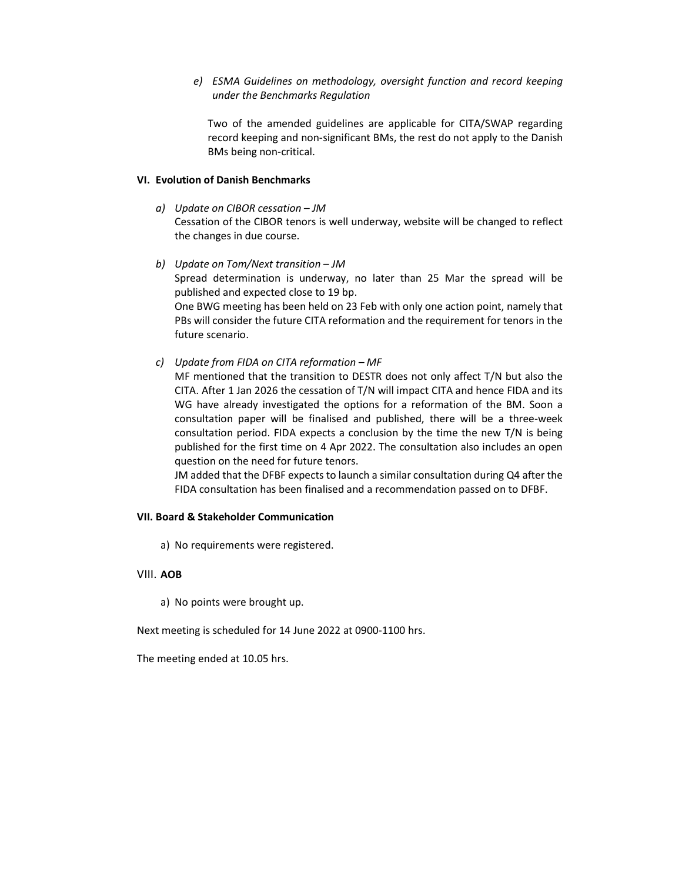e) *ESMA Guidelines on methodology, oversight function and record keeping under the Benchmarks Regulation*

   Two of the amended guidelines are applicable for CITA/SWAP regarding record keeping and non-significant BMs, the rest do not apply to the Danish BMs being non-critical.

**VI. Evolution of Danish Benchmarks**

a) *Update on CIBOR cessation – JM*
   Cessation of the CIBOR tenors is well underway, website will be changed to reflect the changes in due course.

b) *Update on Tom/Next transition – JM*
   Spread determination is underway, no later than 25 Mar the spread will be published and expected close to 19 bp.
   One BWG meeting has been held on 23 Feb with only one action point, namely that PBs will consider the future CITA reformation and the requirement for tenors in the future scenario.

c) *Update from FIDA on CITA reformation – MF*
   MF mentioned that the transition to DESTR does not only affect T/N but also the CITA. After 1 Jan 2026 the cessation of T/N will impact CITA and hence FIDA and its WG have already investigated the options for a reformation of the BM. Soon a consultation paper will be finalised and published, there will be a three-week consultation period. FIDA expects a conclusion by the time the new T/N is being published for the first time on 4 Apr 2022. The consultation also includes an open question on the need for future tenors.
   JM added that the DFBF expects to launch a similar consultation during Q4 after the FIDA consultation has been finalised and a recommendation passed on to DFBF.

**VII. Board & Stakeholder Communication**

a) No requirements were registered.

VIII. **AOB**

a) No points were brought up.

Next meeting is scheduled for 14 June 2022 at 0900-1100 hrs.

The meeting ended at 10.05 hrs.